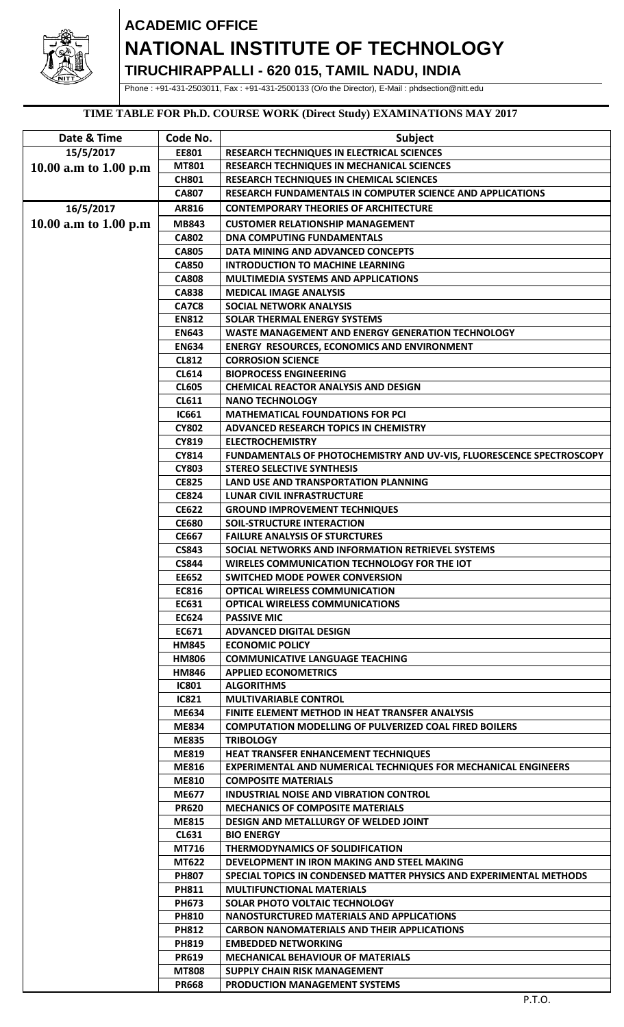# ACADEMIC OFFICE

# NATIONAL INSTITUTE OF TECHNOLOGY

## TIRUCHIRAPPALLI - 620 015, TAMIL NADU, INDIA

Phone : +91-431-2503011, Fax : +91-431-2500133 (O/o the Director), E-Mail : phdsection@nitt.edu

### TIME TABLE FOR Ph.D. COURSE WORK (Direct Study) EXAMINATIONS MAY 2017

| Date & Time | Code No. | Subject |
|---|---|---|
| 15/5/2017 10.00 a.m to 1.00 p.m | EE801 | RESEARCH TECHNIQUES IN ELECTRICAL SCIENCES |
| | MT801 | RESEARCH TECHNIQUES IN MECHANICAL SCIENCES |
| | CH801 | RESEARCH TECHNIQUES IN CHEMICAL SCIENCES |
| | CA807 | RESEARCH FUNDAMENTALS IN COMPUTER SCIENCE AND APPLICATIONS |
| 16/5/2017 10.00 a.m to 1.00 p.m | AR816 | CONTEMPORARY THEORIES OF ARCHITECTURE |
| | MB843 | CUSTOMER RELATIONSHIP MANAGEMENT |
| | CA802 | DNA COMPUTING FUNDAMENTALS |
| | CA805 | DATA MINING AND ADVANCED CONCEPTS |
| | CA850 | INTRODUCTION TO MACHINE LEARNING |
| | CA808 | MULTIMEDIA SYSTEMS AND APPLICATIONS |
| | CA838 | MEDICAL IMAGE ANALYSIS |
| | CA7C8 | SOCIAL NETWORK ANALYSIS |
| | EN812 | SOLAR THERMAL ENERGY SYSTEMS |
| | EN643 | WASTE MANAGEMENT AND ENERGY GENERATION TECHNOLOGY |
| | EN634 | ENERGY RESOURCES, ECONOMICS AND ENVIRONMENT |
| | CL812 | CORROSION SCIENCE |
| | CL614 | BIOPROCESS ENGINEERING |
| | CL605 | CHEMICAL REACTOR ANALYSIS AND DESIGN |
| | CL611 | NANO TECHNOLOGY |
| | IC661 | MATHEMATICAL FOUNDATIONS FOR PCI |
| | CY802 | ADVANCED RESEARCH TOPICS IN CHEMISTRY |
| | CY819 | ELECTROCHEMISTRY |
| | CY814 | FUNDAMENTALS OF PHOTOCHEMISTRY AND UV-VIS, FLUORESCENCE SPECTROSCOPY |
| | CY803 | STEREO SELECTIVE SYNTHESIS |
| | CE825 | LAND USE AND TRANSPORTATION PLANNING |
| | CE824 | LUNAR CIVIL INFRASTRUCTURE |
| | CE622 | GROUND IMPROVEMENT TECHNIQUES |
| | CE680 | SOIL-STRUCTURE INTERACTION |
| | CE667 | FAILURE ANALYSIS OF STURCTURES |
| | CS843 | SOCIAL NETWORKS AND INFORMATION RETRIEVEL SYSTEMS |
| | CS844 | WIRELES COMMUNICATION TECHNOLOGY FOR THE IOT |
| | EE652 | SWITCHED MODE POWER CONVERSION |
| | EC816 | OPTICAL WIRELESS COMMUNICATION |
| | EC631 | OPTICAL WIRELESS COMMUNICATIONS |
| | EC624 | PASSIVE MIC |
| | EC671 | ADVANCED DIGITAL DESIGN |
| | HM845 | ECONOMIC POLICY |
| | HM806 | COMMUNICATIVE LANGUAGE TEACHING |
| | HM846 | APPLIED ECONOMETRICS |
| | IC801 | ALGORITHMS |
| | IC821 | MULTIVARIABLE CONTROL |
| | ME634 | FINITE ELEMENT METHOD IN HEAT TRANSFER ANALYSIS |
| | ME834 | COMPUTATION MODELLING OF PULVERIZED COAL FIRED BOILERS |
| | ME835 | TRIBOLOGY |
| | ME819 | HEAT TRANSFER ENHANCEMENT TECHNIQUES |
| | ME816 | EXPERIMENTAL AND NUMERICAL TECHNIQUES FOR MECHANICAL ENGINEERS |
| | ME810 | COMPOSITE MATERIALS |
| | ME677 | INDUSTRIAL NOISE AND VIBRATION CONTROL |
| | PR620 | MECHANICS OF COMPOSITE MATERIALS |
| | ME815 | DESIGN AND METALLURGY OF WELDED JOINT |
| | CL631 | BIO ENERGY |
| | MT716 | THERMODYNAMICS OF SOLIDIFICATION |
| | MT622 | DEVELOPMENT IN IRON MAKING AND STEEL MAKING |
| | PH807 | SPECIAL TOPICS IN CONDENSED MATTER PHYSICS AND EXPERIMENTAL METHODS |
| | PH811 | MULTIFUNCTIONAL MATERIALS |
| | PH673 | SOLAR PHOTO VOLTAIC TECHNOLOGY |
| | PH810 | NANOSTURCTURED MATERIALS AND APPLICATIONS |
| | PH812 | CARBON NANOMATERIALS AND THEIR APPLICATIONS |
| | PH819 | EMBEDDED NETWORKING |
| | PR619 | MECHANICAL BEHAVIOUR OF MATERIALS |
| | MT808 | SUPPLY CHAIN RISK MANAGEMENT |
| | PR668 | PRODUCTION MANAGEMENT SYSTEMS |

P.T.O.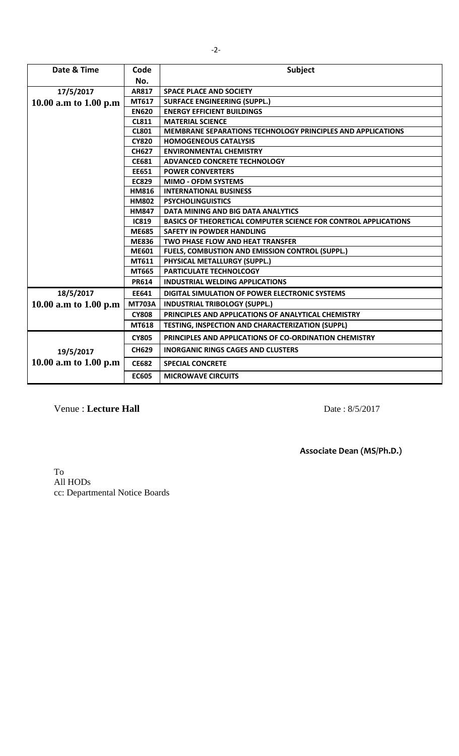| Date & Time | Code No. | Subject |
|---|---|---|
| 17/5/2017 10.00 a.m to 1.00 p.m | AR817 | SPACE PLACE AND SOCIETY |
| | MT617 | SURFACE ENGINEERING (SUPPL.) |
| | EN620 | ENERGY EFFICIENT BUILDINGS |
| | CL811 | MATERIAL SCIENCE |
| | CL801 | MEMBRANE SEPARATIONS TECHNOLOGY PRINCIPLES AND APPLICATIONS |
| | CY820 | HOMOGENEOUS CATALYSIS |
| | CH627 | ENVIRONMENTAL CHEMISTRY |
| | CE681 | ADVANCED CONCRETE TECHNOLOGY |
| | EE651 | POWER CONVERTERS |
| | EC829 | MIMO - OFDM SYSTEMS |
| | HM816 | INTERNATIONAL BUSINESS |
| | HM802 | PSYCHOLINGUISTICS |
| | HM847 | DATA MINING AND BIG DATA ANALYTICS |
| | IC819 | BASICS OF THEORETICAL COMPUTER SCIENCE FOR CONTROL APPLICATIONS |
| | ME685 | SAFETY IN POWDER HANDLING |
| | ME836 | TWO PHASE FLOW AND HEAT TRANSFER |
| | ME601 | FUELS, COMBUSTION AND EMISSION CONTROL (SUPPL.) |
| | MT611 | PHYSICAL METALLURGY (SUPPL.) |
| | MT665 | PARTICULATE TECHNOLCOGY |
| | PR614 | INDUSTRIAL WELDING APPLICATIONS |
| 18/5/2017 10.00 a.m to 1.00 p.m | EE641 | DIGITAL SIMULATION OF POWER ELECTRONIC SYSTEMS |
| | MT703A | INDUSTRIAL TRIBOLOGY (SUPPL.) |
| | CY808 | PRINCIPLES AND APPLICATIONS OF ANALYTICAL CHEMISTRY |
| | MT618 | TESTING, INSPECTION AND CHARACTERIZATION (SUPPL) |
| 19/5/2017 10.00 a.m to 1.00 p.m | CY805 | PRINCIPLES AND APPLICATIONS OF CO-ORDINATION CHEMISTRY |
| | CH629 | INORGANIC RINGS CAGES AND CLUSTERS |
| | CE682 | SPECIAL CONCRETE |
| | EC605 | MICROWAVE CIRCUITS |

Venue : **Lecture Hall**

Date : 8/5/2017

**Associate Dean (MS/Ph.D.)**

To
All HODs
cc: Departmental Notice Boards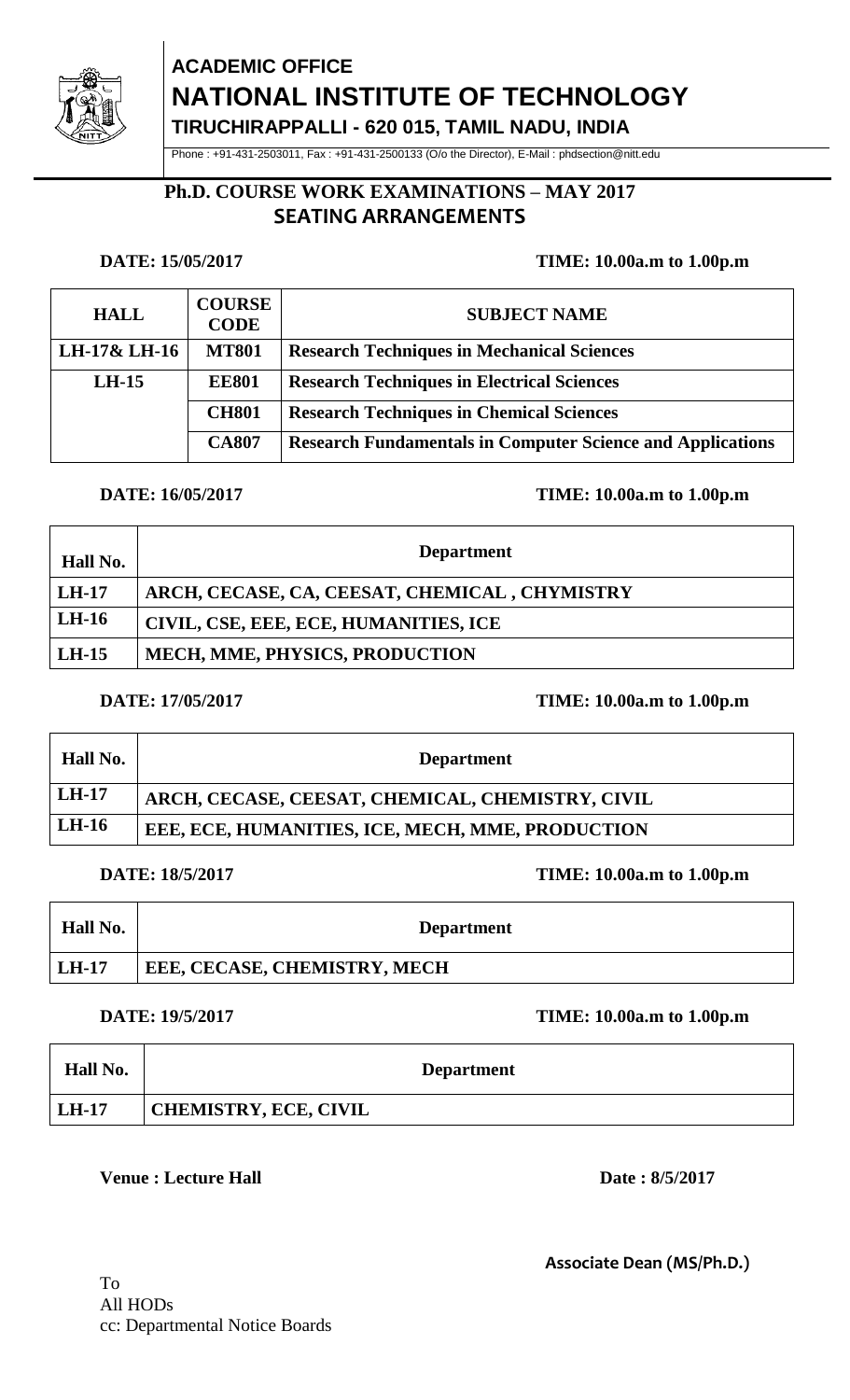# ACADEMIC OFFICE
# NATIONAL INSTITUTE OF TECHNOLOGY
**TIRUCHIRAPPALLI - 620 015, TAMIL NADU, INDIA**

Phone : +91-431-2503011, Fax : +91-431-2500133 (O/o the Director), E-Mail : phdsection@nitt.edu

## Ph.D. COURSE WORK EXAMINATIONS – MAY 2017
## SEATING ARRANGEMENTS

**DATE: 15/05/2017** **TIME: 10.00a.m to 1.00p.m**

| HALL | COURSE CODE | SUBJECT NAME |
|---|---|---|
| LH-17& LH-16 | MT801 | Research Techniques in Mechanical Sciences |
| LH-15 | EE801 | Research Techniques in Electrical Sciences |
| | CH801 | Research Techniques in Chemical Sciences |
| | CA807 | Research Fundamentals in Computer Science and Applications |

**DATE: 16/05/2017** **TIME: 10.00a.m to 1.00p.m**

| Hall No. | Department |
|---|---|
| LH-17 | ARCH, CECASE, CA, CEESAT, CHEMICAL , CHYMISTRY |
| LH-16 | CIVIL, CSE, EEE, ECE, HUMANITIES, ICE |
| LH-15 | MECH, MME, PHYSICS, PRODUCTION |

**DATE: 17/05/2017** **TIME: 10.00a.m to 1.00p.m**

| Hall No. | Department |
|---|---|
| LH-17 | ARCH, CECASE, CEESAT, CHEMICAL, CHEMISTRY, CIVIL |
| LH-16 | EEE, ECE, HUMANITIES, ICE, MECH, MME, PRODUCTION |

**DATE: 18/5/2017** **TIME: 10.00a.m to 1.00p.m**

| Hall No. | Department |
|---|---|
| LH-17 | EEE, CECASE, CHEMISTRY, MECH |

**DATE: 19/5/2017** **TIME: 10.00a.m to 1.00p.m**

| Hall No. | Department |
|---|---|
| LH-17 | CHEMISTRY, ECE, CIVIL |

**Venue : Lecture Hall** **Date : 8/5/2017**

**Associate Dean (MS/Ph.D.)**

To
All HODs
cc: Departmental Notice Boards